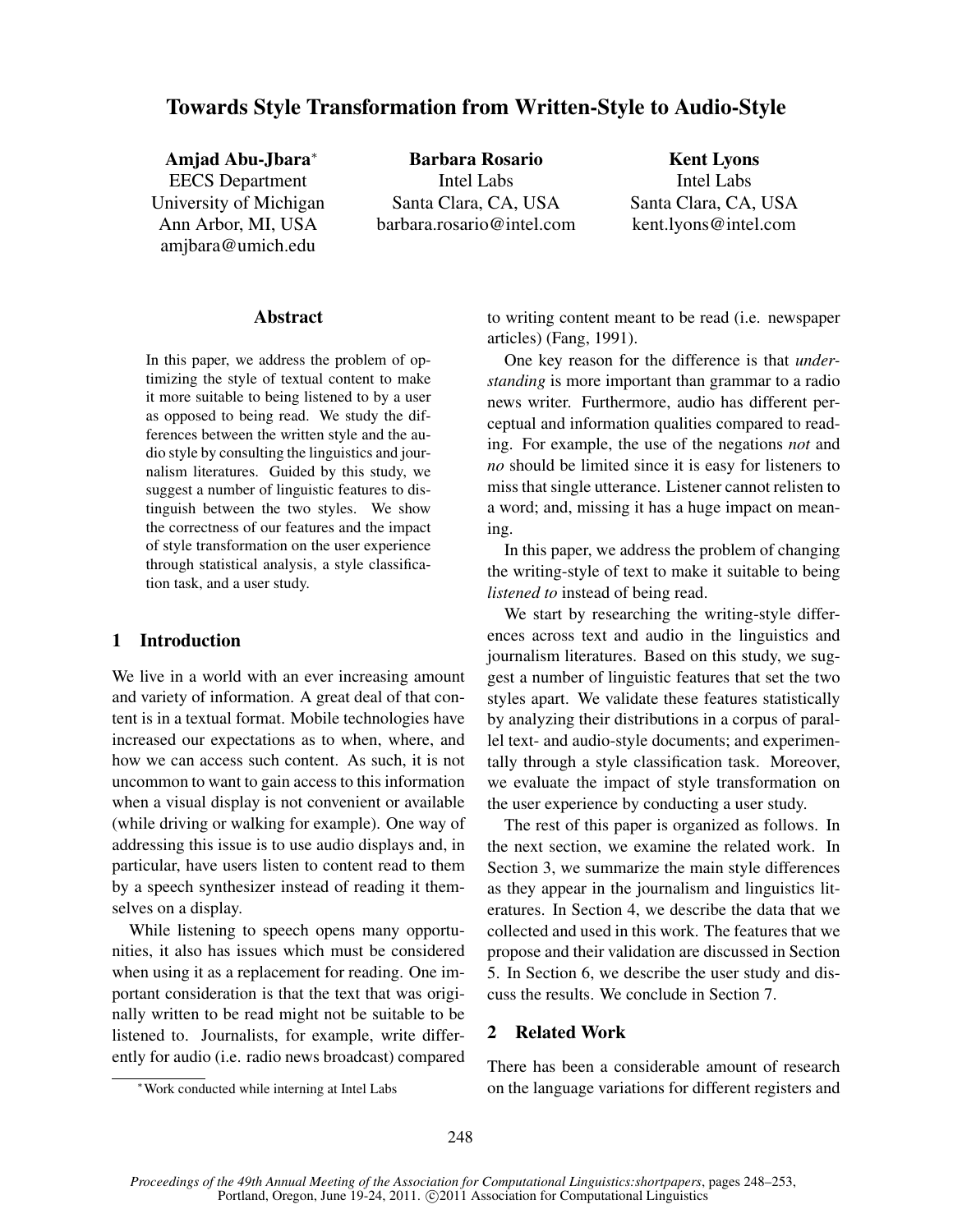# Towards Style Transformation from Written-Style to Audio-Style

**Amjad Abu-Jbara***
EECS Department
University of Michigan
Ann Arbor, MI, USA
amjbara@umich.edu

**Barbara Rosario**
Intel Labs
Santa Clara, CA, USA
barbara.rosario@intel.com

**Kent Lyons**
Intel Labs
Santa Clara, CA, USA
kent.lyons@intel.com

## Abstract

In this paper, we address the problem of optimizing the style of textual content to make it more suitable to being listened to by a user as opposed to being read. We study the differences between the written style and the audio style by consulting the linguistics and journalism literatures. Guided by this study, we suggest a number of linguistic features to distinguish between the two styles. We show the correctness of our features and the impact of style transformation on the user experience through statistical analysis, a style classification task, and a user study.

## 1 Introduction

We live in a world with an ever increasing amount and variety of information. A great deal of that content is in a textual format. Mobile technologies have increased our expectations as to when, where, and how we can access such content. As such, it is not uncommon to want to gain access to this information when a visual display is not convenient or available (while driving or walking for example). One way of addressing this issue is to use audio displays and, in particular, have users listen to content read to them by a speech synthesizer instead of reading it themselves on a display.

While listening to speech opens many opportunities, it also has issues which must be considered when using it as a replacement for reading. One important consideration is that the text that was originally written to be read might not be suitable to be listened to. Journalists, for example, write differently for audio (i.e. radio news broadcast) compared to writing content meant to be read (i.e. newspaper articles) (Fang, 1991).

One key reason for the difference is that *understanding* is more important than grammar to a radio news writer. Furthermore, audio has different perceptual and information qualities compared to reading. For example, the use of the negations *not* and *no* should be limited since it is easy for listeners to miss that single utterance. Listener cannot relisten to a word; and, missing it has a huge impact on meaning.

In this paper, we address the problem of changing the writing-style of text to make it suitable to being *listened to* instead of being read.

We start by researching the writing-style differences across text and audio in the linguistics and journalism literatures. Based on this study, we suggest a number of linguistic features that set the two styles apart. We validate these features statistically by analyzing their distributions in a corpus of parallel text- and audio-style documents; and experimentally through a style classification task. Moreover, we evaluate the impact of style transformation on the user experience by conducting a user study.

The rest of this paper is organized as follows. In the next section, we examine the related work. In Section 3, we summarize the main style differences as they appear in the journalism and linguistics literatures. In Section 4, we describe the data that we collected and used in this work. The features that we propose and their validation are discussed in Section 5. In Section 6, we describe the user study and discuss the results. We conclude in Section 7.

## 2 Related Work

There has been a considerable amount of research on the language variations for different registers and

*Work conducted while interning at Intel Labs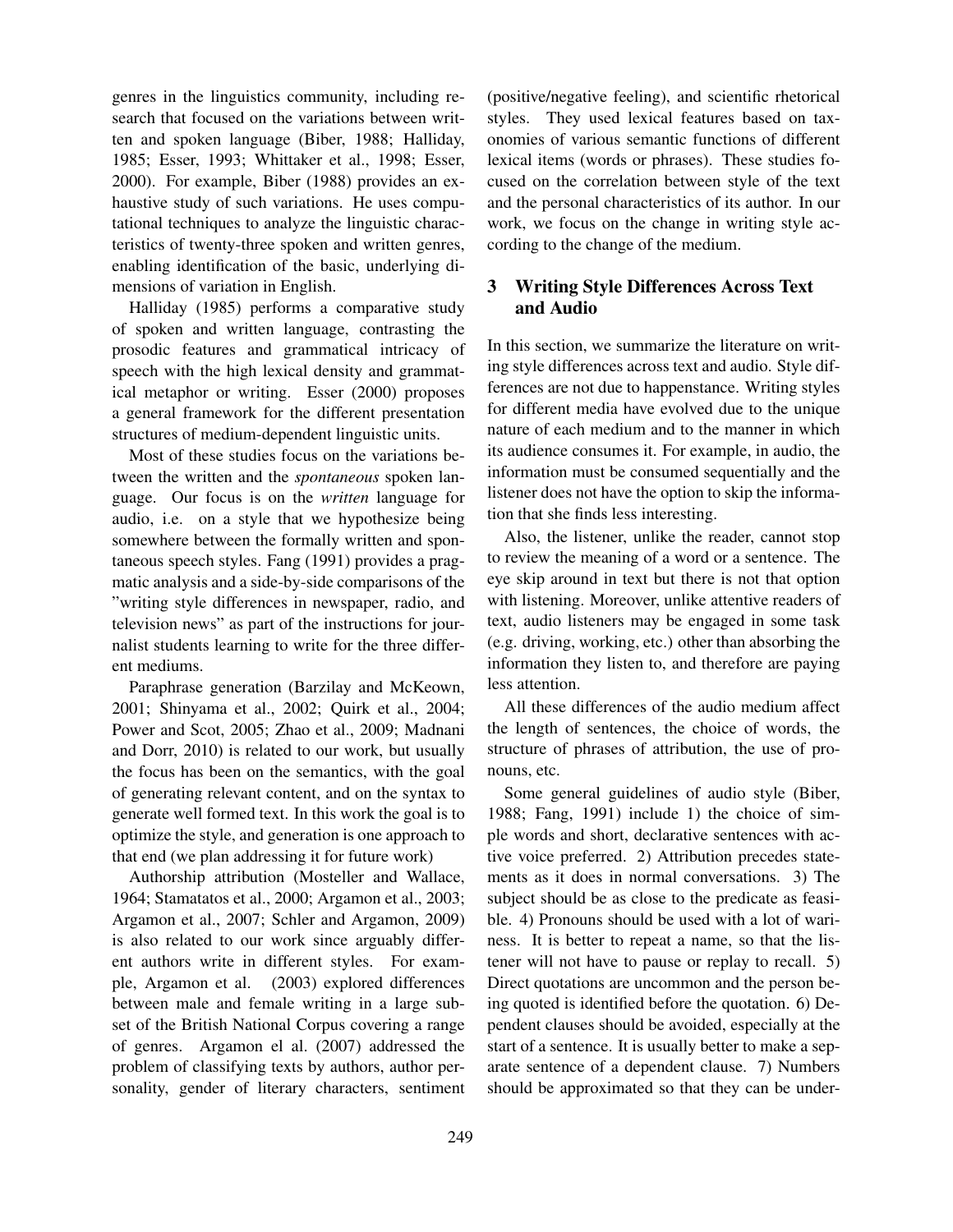genres in the linguistics community, including research that focused on the variations between written and spoken language (Biber, 1988; Halliday, 1985; Esser, 1993; Whittaker et al., 1998; Esser, 2000). For example, Biber (1988) provides an exhaustive study of such variations. He uses computational techniques to analyze the linguistic characteristics of twenty-three spoken and written genres, enabling identification of the basic, underlying dimensions of variation in English.

Halliday (1985) performs a comparative study of spoken and written language, contrasting the prosodic features and grammatical intricacy of speech with the high lexical density and grammatical metaphor or writing. Esser (2000) proposes a general framework for the different presentation structures of medium-dependent linguistic units.

Most of these studies focus on the variations between the written and the *spontaneous* spoken language. Our focus is on the *written* language for audio, i.e. on a style that we hypothesize being somewhere between the formally written and spontaneous speech styles. Fang (1991) provides a pragmatic analysis and a side-by-side comparisons of the "writing style differences in newspaper, radio, and television news" as part of the instructions for journalist students learning to write for the three different mediums.

Paraphrase generation (Barzilay and McKeown, 2001; Shinyama et al., 2002; Quirk et al., 2004; Power and Scot, 2005; Zhao et al., 2009; Madnani and Dorr, 2010) is related to our work, but usually the focus has been on the semantics, with the goal of generating relevant content, and on the syntax to generate well formed text. In this work the goal is to optimize the style, and generation is one approach to that end (we plan addressing it for future work)

Authorship attribution (Mosteller and Wallace, 1964; Stamatatos et al., 2000; Argamon et al., 2003; Argamon et al., 2007; Schler and Argamon, 2009) is also related to our work since arguably different authors write in different styles. For example, Argamon et al. (2003) explored differences between male and female writing in a large subset of the British National Corpus covering a range of genres. Argamon el al. (2007) addressed the problem of classifying texts by authors, author personality, gender of literary characters, sentiment (positive/negative feeling), and scientific rhetorical styles. They used lexical features based on taxonomies of various semantic functions of different lexical items (words or phrases). These studies focused on the correlation between style of the text and the personal characteristics of its author. In our work, we focus on the change in writing style according to the change of the medium.

## 3 Writing Style Differences Across Text and Audio

In this section, we summarize the literature on writing style differences across text and audio. Style differences are not due to happenstance. Writing styles for different media have evolved due to the unique nature of each medium and to the manner in which its audience consumes it. For example, in audio, the information must be consumed sequentially and the listener does not have the option to skip the information that she finds less interesting.

Also, the listener, unlike the reader, cannot stop to review the meaning of a word or a sentence. The eye skip around in text but there is not that option with listening. Moreover, unlike attentive readers of text, audio listeners may be engaged in some task (e.g. driving, working, etc.) other than absorbing the information they listen to, and therefore are paying less attention.

All these differences of the audio medium affect the length of sentences, the choice of words, the structure of phrases of attribution, the use of pronouns, etc.

Some general guidelines of audio style (Biber, 1988; Fang, 1991) include 1) the choice of simple words and short, declarative sentences with active voice preferred. 2) Attribution precedes statements as it does in normal conversations. 3) The subject should be as close to the predicate as feasible. 4) Pronouns should be used with a lot of wariness. It is better to repeat a name, so that the listener will not have to pause or replay to recall. 5) Direct quotations are uncommon and the person being quoted is identified before the quotation. 6) Dependent clauses should be avoided, especially at the start of a sentence. It is usually better to make a separate sentence of a dependent clause. 7) Numbers should be approximated so that they can be under-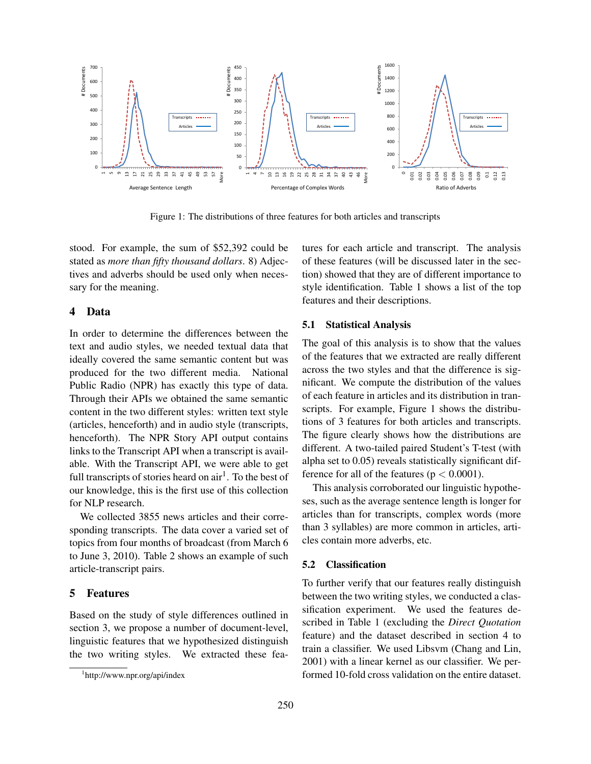Figure 1: The distributions of three features for both articles and transcripts

stood. For example, the sum of $52,392 could be stated as *more than fifty thousand dollars*. 8) Adjectives and adverbs should be used only when necessary for the meaning.

## 4 Data

In order to determine the differences between the text and audio styles, we needed textual data that ideally covered the same semantic content but was produced for the two different media. National Public Radio (NPR) has exactly this type of data. Through their APIs we obtained the same semantic content in the two different styles: written text style (articles, henceforth) and in audio style (transcripts, henceforth). The NPR Story API output contains links to the Transcript API when a transcript is available. With the Transcript API, we were able to get full transcripts of stories heard on air[1]. To the best of our knowledge, this is the first use of this collection for NLP research.

We collected 3855 news articles and their corresponding transcripts. The data cover a varied set of topics from four months of broadcast (from March 6 to June 3, 2010). Table 2 shows an example of such article-transcript pairs.

## 5 Features

Based on the study of style differences outlined in section 3, we propose a number of document-level, linguistic features that we hypothesized distinguish the two writing styles. We extracted these features for each article and transcript. The analysis of these features (will be discussed later in the section) showed that they are of different importance to style identification. Table 1 shows a list of the top features and their descriptions.

### 5.1 Statistical Analysis

The goal of this analysis is to show that the values of the features that we extracted are really different across the two styles and that the difference is significant. We compute the distribution of the values of each feature in articles and its distribution in transcripts. For example, Figure 1 shows the distributions of 3 features for both articles and transcripts. The figure clearly shows how the distributions are different. A two-tailed paired Student's T-test (with alpha set to 0.05) reveals statistically significant difference for all of the features ($p < 0.0001$).

This analysis corroborated our linguistic hypotheses, such as the average sentence length is longer for articles than for transcripts, complex words (more than 3 syllables) are more common in articles, articles contain more adverbs, etc.

### 5.2 Classification

To further verify that our features really distinguish between the two writing styles, we conducted a classification experiment. We used the features described in Table 1 (excluding the *Direct Quotation* feature) and the dataset described in section 4 to train a classifier. We used Libsvm (Chang and Lin, 2001) with a linear kernel as our classifier. We performed 10-fold cross validation on the entire dataset.

[1] http://www.npr.org/api/index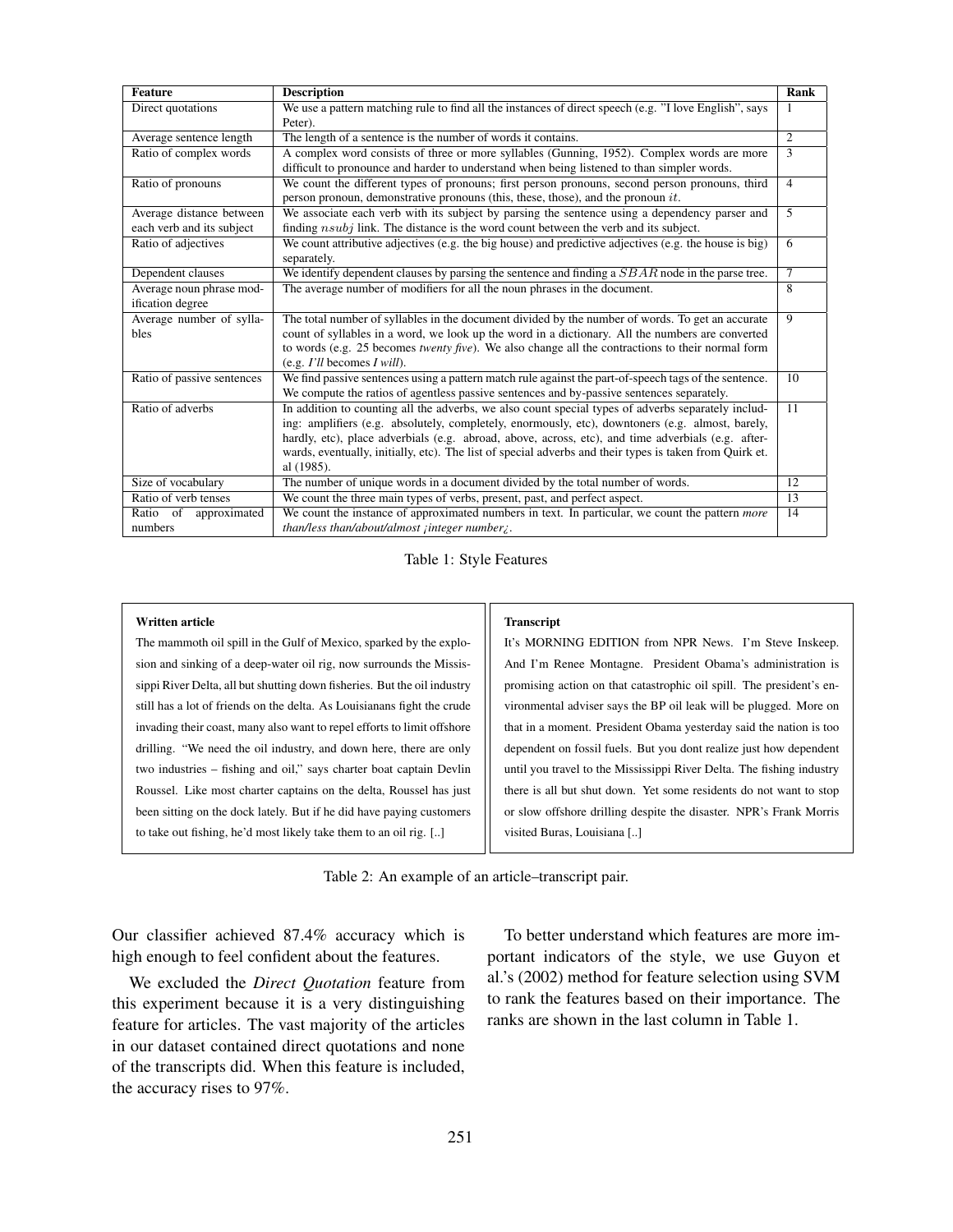| Feature | Description | Rank |
| --- | --- | --- |
| Direct quotations | We use a pattern matching rule to find all the instances of direct speech (e.g. "I love English", says Peter). | 1 |
| Average sentence length | The length of a sentence is the number of words it contains. | 2 |
| Ratio of complex words | A complex word consists of three or more syllables (Gunning, 1952). Complex words are more difficult to pronounce and harder to understand when being listened to than simpler words. | 3 |
| Ratio of pronouns | We count the different types of pronouns; first person pronouns, second person pronouns, third person pronoun, demonstrative pronouns (this, these, those), and the pronoun $it$. | 4 |
| Average distance between each verb and its subject | We associate each verb with its subject by parsing the sentence using a dependency parser and finding $nsubj$ link. The distance is the word count between the verb and its subject. | 5 |
| Ratio of adjectives | We count attributive adjectives (e.g. the big house) and predictive adjectives (e.g. the house is big) separately. | 6 |
| Dependent clauses | We identify dependent clauses by parsing the sentence and finding a $SBAR$ node in the parse tree. | 7 |
| Average noun phrase modification degree | The average number of modifiers for all the noun phrases in the document. | 8 |
| Average number of syllables | The total number of syllables in the document divided by the number of words. To get an accurate count of syllables in a word, we look up the word in a dictionary. All the numbers are converted to words (e.g. 25 becomes *twenty five*). We also change all the contractions to their normal form (e.g. *I'll* becomes *I will*). | 9 |
| Ratio of passive sentences | We find passive sentences using a pattern match rule against the part-of-speech tags of the sentence. We compute the ratios of agentless passive sentences and by-passive sentences separately. | 10 |
| Ratio of adverbs | In addition to counting all the adverbs, we also count special types of adverbs separately including: amplifiers (e.g. absolutely, completely, enormously, etc), downtoners (e.g. almost, barely, hardly, etc), place adverbials (e.g. abroad, above, across, etc), and time adverbials (e.g. afterwards, eventually, initially, etc). The list of special adverbs and their types is taken from Quirk et. al (1985). | 11 |
| Size of vocabulary | The number of unique words in a document divided by the total number of words. | 12 |
| Ratio of verb tenses | We count the three main types of verbs, present, past, and perfect aspect. | 13 |
| Ratio of approximated numbers | We count the instance of approximated numbers in text. In particular, we count the pattern *more than/less than/about/almost ¡integer number¿*. | 14 |

Table 1: Style Features

| Written article | Transcript |
| --- | --- |
| The mammoth oil spill in the Gulf of Mexico, sparked by the explosion and sinking of a deep-water oil rig, now surrounds the Mississippi River Delta, all but shutting down fisheries. But the oil industry still has a lot of friends on the delta. As Louisianans fight the crude invading their coast, many also want to repel efforts to limit offshore drilling. "We need the oil industry, and down here, there are only two industries – fishing and oil," says charter boat captain Devlin Roussel. Like most charter captains on the delta, Roussel has just been sitting on the dock lately. But if he did have paying customers to take out fishing, he'd most likely take them to an oil rig. [..] | It's MORNING EDITION from NPR News. I'm Steve Inskeep. And I'm Renee Montagne. President Obama's administration is promising action on that catastrophic oil spill. The president's environmental adviser says the BP oil leak will be plugged. More on that in a moment. President Obama yesterday said the nation is too dependent on fossil fuels. But you dont realize just how dependent until you travel to the Mississippi River Delta. The fishing industry there is all but shut down. Yet some residents do not want to stop or slow offshore drilling despite the disaster. NPR's Frank Morris visited Buras, Louisiana [..] |

Table 2: An example of an article–transcript pair.

Our classifier achieved 87.4% accuracy which is high enough to feel confident about the features.

We excluded the *Direct Quotation* feature from this experiment because it is a very distinguishing feature for articles. The vast majority of the articles in our dataset contained direct quotations and none of the transcripts did. When this feature is included, the accuracy rises to 97%.

To better understand which features are more important indicators of the style, we use Guyon et al.'s (2002) method for feature selection using SVM to rank the features based on their importance. The ranks are shown in the last column in Table 1.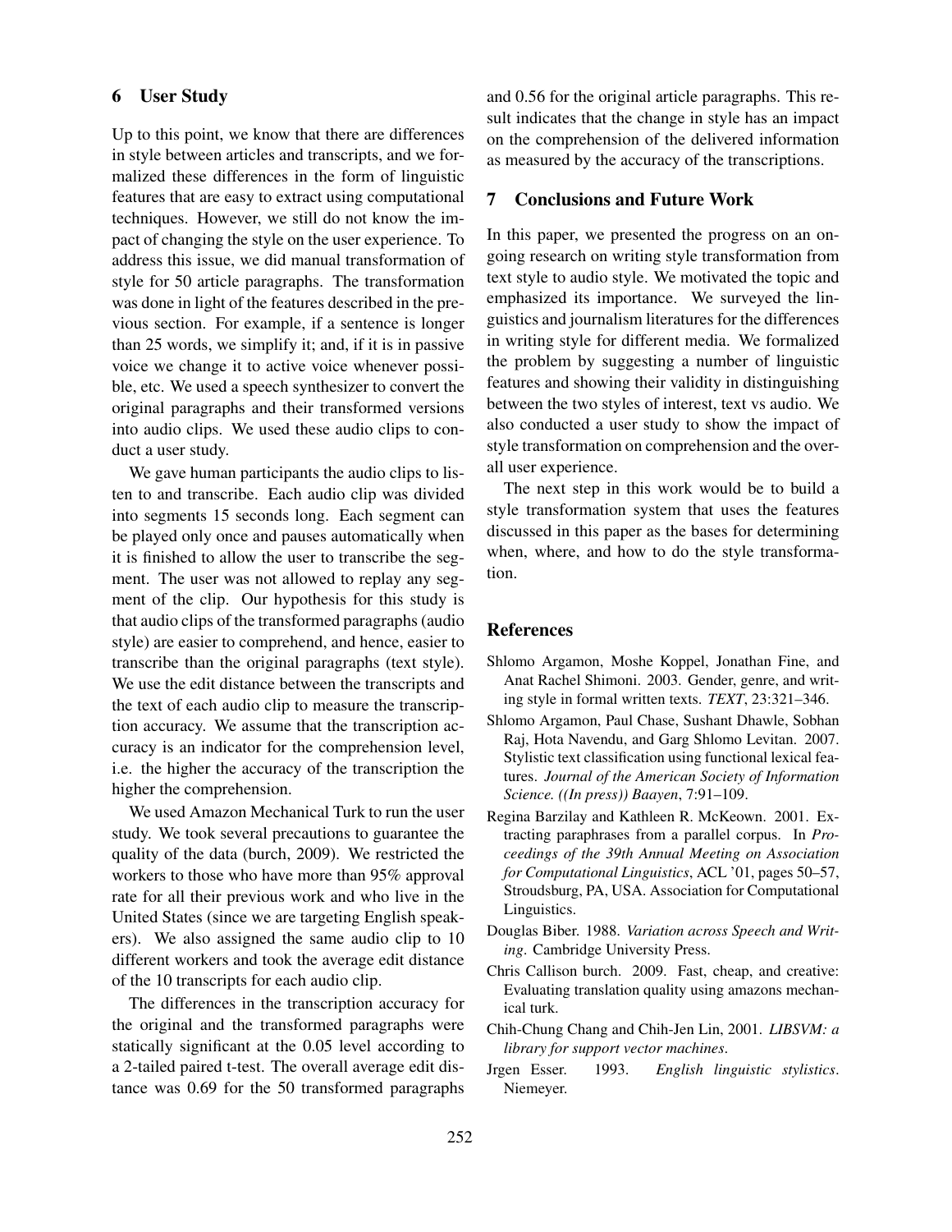## 6 User Study

Up to this point, we know that there are differences in style between articles and transcripts, and we formalized these differences in the form of linguistic features that are easy to extract using computational techniques. However, we still do not know the impact of changing the style on the user experience. To address this issue, we did manual transformation of style for 50 article paragraphs. The transformation was done in light of the features described in the previous section. For example, if a sentence is longer than 25 words, we simplify it; and, if it is in passive voice we change it to active voice whenever possible, etc. We used a speech synthesizer to convert the original paragraphs and their transformed versions into audio clips. We used these audio clips to conduct a user study.

We gave human participants the audio clips to listen to and transcribe. Each audio clip was divided into segments 15 seconds long. Each segment can be played only once and pauses automatically when it is finished to allow the user to transcribe the segment. The user was not allowed to replay any segment of the clip. Our hypothesis for this study is that audio clips of the transformed paragraphs (audio style) are easier to comprehend, and hence, easier to transcribe than the original paragraphs (text style). We use the edit distance between the transcripts and the text of each audio clip to measure the transcription accuracy. We assume that the transcription accuracy is an indicator for the comprehension level, i.e. the higher the accuracy of the transcription the higher the comprehension.

We used Amazon Mechanical Turk to run the user study. We took several precautions to guarantee the quality of the data (burch, 2009). We restricted the workers to those who have more than 95% approval rate for all their previous work and who live in the United States (since we are targeting English speakers). We also assigned the same audio clip to 10 different workers and took the average edit distance of the 10 transcripts for each audio clip.

The differences in the transcription accuracy for the original and the transformed paragraphs were statically significant at the 0.05 level according to a 2-tailed paired t-test. The overall average edit distance was 0.69 for the 50 transformed paragraphs and 0.56 for the original article paragraphs. This result indicates that the change in style has an impact on the comprehension of the delivered information as measured by the accuracy of the transcriptions.

## 7 Conclusions and Future Work

In this paper, we presented the progress on an ongoing research on writing style transformation from text style to audio style. We motivated the topic and emphasized its importance. We surveyed the linguistics and journalism literatures for the differences in writing style for different media. We formalized the problem by suggesting a number of linguistic features and showing their validity in distinguishing between the two styles of interest, text vs audio. We also conducted a user study to show the impact of style transformation on comprehension and the overall user experience.

The next step in this work would be to build a style transformation system that uses the features discussed in this paper as the bases for determining when, where, and how to do the style transformation.

## References

Shlomo Argamon, Moshe Koppel, Jonathan Fine, and Anat Rachel Shimoni. 2003. Gender, genre, and writing style in formal written texts. *TEXT*, 23:321–346.

Shlomo Argamon, Paul Chase, Sushant Dhawle, Sobhan Raj, Hota Navendu, and Garg Shlomo Levitan. 2007. Stylistic text classification using functional lexical features. *Journal of the American Society of Information Science. ((In press)) Baayen*, 7:91–109.

Regina Barzilay and Kathleen R. McKeown. 2001. Extracting paraphrases from a parallel corpus. In *Proceedings of the 39th Annual Meeting on Association for Computational Linguistics*, ACL '01, pages 50–57, Stroudsburg, PA, USA. Association for Computational Linguistics.

Douglas Biber. 1988. *Variation across Speech and Writing*. Cambridge University Press.

Chris Callison burch. 2009. Fast, cheap, and creative: Evaluating translation quality using amazons mechanical turk.

Chih-Chung Chang and Chih-Jen Lin, 2001. *LIBSVM: a library for support vector machines*.

Jrgen Esser. 1993. *English linguistic stylistics*. Niemeyer.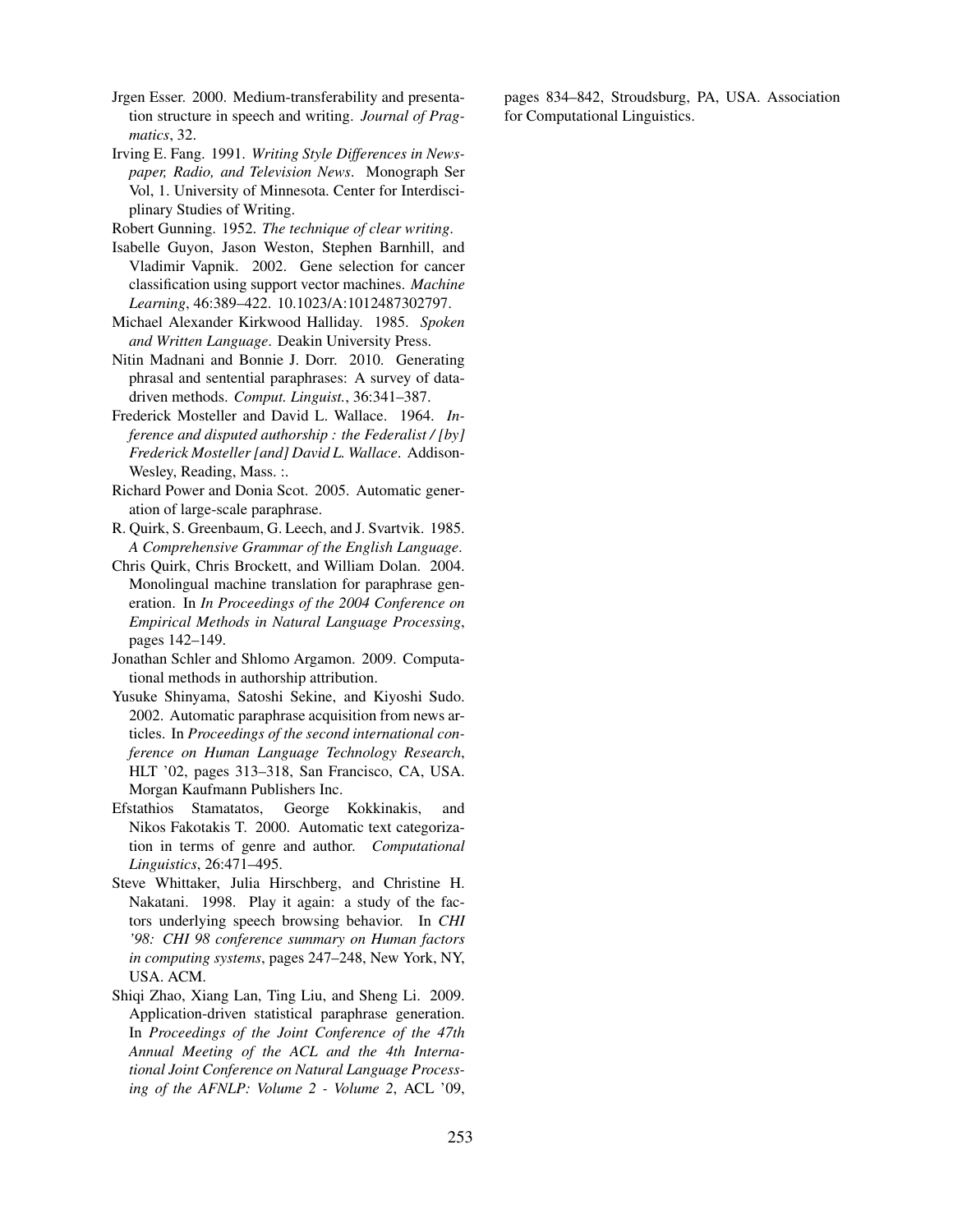Jrgen Esser. 2000. Medium-transferability and presentation structure in speech and writing. *Journal of Pragmatics*, 32.

Irving E. Fang. 1991. *Writing Style Differences in Newspaper, Radio, and Television News*. Monograph Ser Vol, 1. University of Minnesota. Center for Interdisciplinary Studies of Writing.

Robert Gunning. 1952. *The technique of clear writing*.

Isabelle Guyon, Jason Weston, Stephen Barnhill, and Vladimir Vapnik. 2002. Gene selection for cancer classification using support vector machines. *Machine Learning*, 46:389–422. 10.1023/A:1012487302797.

Michael Alexander Kirkwood Halliday. 1985. *Spoken and Written Language*. Deakin University Press.

Nitin Madnani and Bonnie J. Dorr. 2010. Generating phrasal and sentential paraphrases: A survey of data-driven methods. *Comput. Linguist.*, 36:341–387.

Frederick Mosteller and David L. Wallace. 1964. *Inference and disputed authorship : the Federalist / [by] Frederick Mosteller [and] David L. Wallace*. Addison-Wesley, Reading, Mass. :.

Richard Power and Donia Scot. 2005. Automatic generation of large-scale paraphrase.

R. Quirk, S. Greenbaum, G. Leech, and J. Svartvik. 1985. *A Comprehensive Grammar of the English Language*.

Chris Quirk, Chris Brockett, and William Dolan. 2004. Monolingual machine translation for paraphrase generation. In *In Proceedings of the 2004 Conference on Empirical Methods in Natural Language Processing*, pages 142–149.

Jonathan Schler and Shlomo Argamon. 2009. Computational methods in authorship attribution.

Yusuke Shinyama, Satoshi Sekine, and Kiyoshi Sudo. 2002. Automatic paraphrase acquisition from news articles. In *Proceedings of the second international conference on Human Language Technology Research*, HLT '02, pages 313–318, San Francisco, CA, USA. Morgan Kaufmann Publishers Inc.

Efstathios Stamatatos, George Kokkinakis, and Nikos Fakotakis T. 2000. Automatic text categorization in terms of genre and author. *Computational Linguistics*, 26:471–495.

Steve Whittaker, Julia Hirschberg, and Christine H. Nakatani. 1998. Play it again: a study of the factors underlying speech browsing behavior. In *CHI '98: CHI 98 conference summary on Human factors in computing systems*, pages 247–248, New York, NY, USA. ACM.

Shiqi Zhao, Xiang Lan, Ting Liu, and Sheng Li. 2009. Application-driven statistical paraphrase generation. In *Proceedings of the Joint Conference of the 47th Annual Meeting of the ACL and the 4th International Joint Conference on Natural Language Processing of the AFNLP: Volume 2 - Volume 2*, ACL '09, pages 834–842, Stroudsburg, PA, USA. Association for Computational Linguistics.